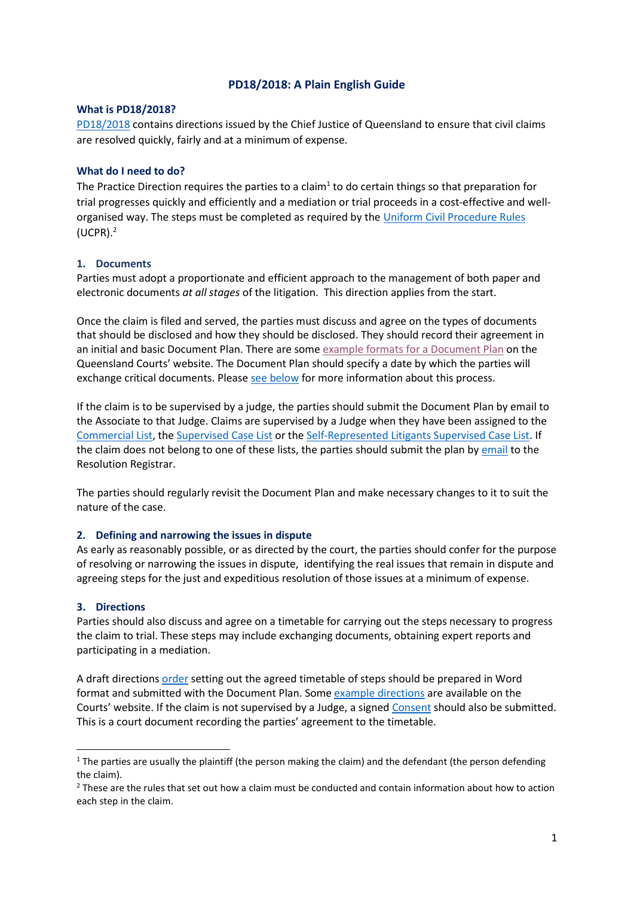# PD18/2018: A Plain English Guide

## What is PD18/2018?

PD18/2018 contains directions issued by the Chief Justice of Queensland to ensure that civil claims are resolved quickly, fairly and at a minimum of expense.

## What do I need to do?

The Practice Direction requires the parties to a claim[1] to do certain things so that preparation for trial progresses quickly and efficiently and a mediation or trial proceeds in a cost-effective and well-organised way. The steps must be completed as required by the Uniform Civil Procedure Rules (UCPR).[2]

### 1. Documents

Parties must adopt a proportionate and efficient approach to the management of both paper and electronic documents *at all stages* of the litigation. This direction applies from the start.

Once the claim is filed and served, the parties must discuss and agree on the types of documents that should be disclosed and how they should be disclosed. They should record their agreement in an initial and basic Document Plan. There are some example formats for a Document Plan on the Queensland Courts' website. The Document Plan should specify a date by which the parties will exchange critical documents. Please see below for more information about this process.

If the claim is to be supervised by a judge, the parties should submit the Document Plan by email to the Associate to that Judge. Claims are supervised by a Judge when they have been assigned to the Commercial List, the Supervised Case List or the Self-Represented Litigants Supervised Case List. If the claim does not belong to one of these lists, the parties should submit the plan by email to the Resolution Registrar.

The parties should regularly revisit the Document Plan and make necessary changes to it to suit the nature of the case.

### 2. Defining and narrowing the issues in dispute

As early as reasonably possible, or as directed by the court, the parties should confer for the purpose of resolving or narrowing the issues in dispute, identifying the real issues that remain in dispute and agreeing steps for the just and expeditious resolution of those issues at a minimum of expense.

### 3. Directions

Parties should also discuss and agree on a timetable for carrying out the steps necessary to progress the claim to trial. These steps may include exchanging documents, obtaining expert reports and participating in a mediation.

A draft directions order setting out the agreed timetable of steps should be prepared in Word format and submitted with the Document Plan. Some example directions are available on the Courts' website. If the claim is not supervised by a Judge, a signed Consent should also be submitted. This is a court document recording the parties' agreement to the timetable.

---

[1] The parties are usually the plaintiff (the person making the claim) and the defendant (the person defending the claim).

[2] These are the rules that set out how a claim must be conducted and contain information about how to action each step in the claim.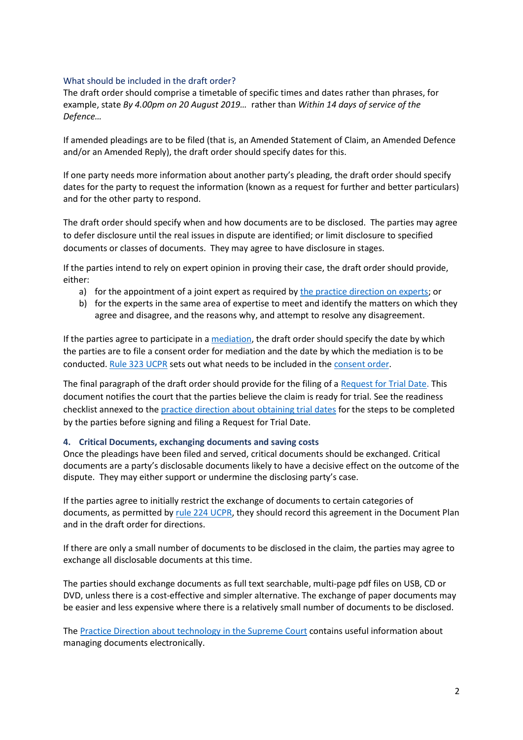### What should be included in the draft order?

The draft order should comprise a timetable of specific times and dates rather than phrases, for example, state *By 4.00pm on 20 August 2019…* rather than *Within 14 days of service of the Defence…*

If amended pleadings are to be filed (that is, an Amended Statement of Claim, an Amended Defence and/or an Amended Reply), the draft order should specify dates for this.

If one party needs more information about another party's pleading, the draft order should specify dates for the party to request the information (known as a request for further and better particulars) and for the other party to respond.

The draft order should specify when and how documents are to be disclosed. The parties may agree to defer disclosure until the real issues in dispute are identified; or limit disclosure to specified documents or classes of documents. They may agree to have disclosure in stages.

If the parties intend to rely on expert opinion in proving their case, the draft order should provide, either:

a) for the appointment of a joint expert as required by the practice direction on experts; or
b) for the experts in the same area of expertise to meet and identify the matters on which they agree and disagree, and the reasons why, and attempt to resolve any disagreement.

If the parties agree to participate in a mediation, the draft order should specify the date by which the parties are to file a consent order for mediation and the date by which the mediation is to be conducted. Rule 323 UCPR sets out what needs to be included in the consent order.

The final paragraph of the draft order should provide for the filing of a Request for Trial Date. This document notifies the court that the parties believe the claim is ready for trial. See the readiness checklist annexed to the practice direction about obtaining trial dates for the steps to be completed by the parties before signing and filing a Request for Trial Date.

## 4. Critical Documents, exchanging documents and saving costs

Once the pleadings have been filed and served, critical documents should be exchanged. Critical documents are a party's disclosable documents likely to have a decisive effect on the outcome of the dispute. They may either support or undermine the disclosing party's case.

If the parties agree to initially restrict the exchange of documents to certain categories of documents, as permitted by rule 224 UCPR, they should record this agreement in the Document Plan and in the draft order for directions.

If there are only a small number of documents to be disclosed in the claim, the parties may agree to exchange all disclosable documents at this time.

The parties should exchange documents as full text searchable, multi-page pdf files on USB, CD or DVD, unless there is a cost-effective and simpler alternative. The exchange of paper documents may be easier and less expensive where there is a relatively small number of documents to be disclosed.

The Practice Direction about technology in the Supreme Court contains useful information about managing documents electronically.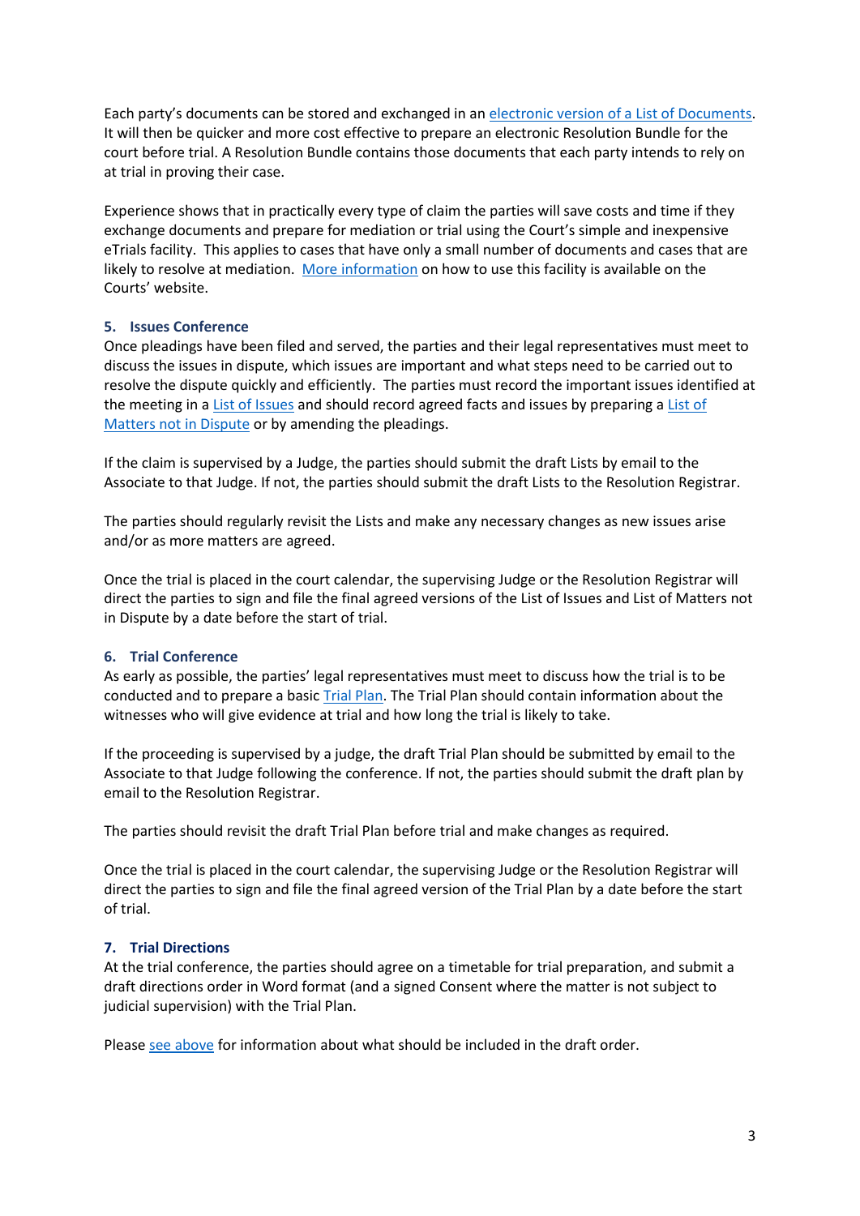Each party's documents can be stored and exchanged in an electronic version of a List of Documents. It will then be quicker and more cost effective to prepare an electronic Resolution Bundle for the court before trial. A Resolution Bundle contains those documents that each party intends to rely on at trial in proving their case.

Experience shows that in practically every type of claim the parties will save costs and time if they exchange documents and prepare for mediation or trial using the Court's simple and inexpensive eTrials facility. This applies to cases that have only a small number of documents and cases that are likely to resolve at mediation. More information on how to use this facility is available on the Courts' website.

### 5. Issues Conference

Once pleadings have been filed and served, the parties and their legal representatives must meet to discuss the issues in dispute, which issues are important and what steps need to be carried out to resolve the dispute quickly and efficiently. The parties must record the important issues identified at the meeting in a List of Issues and should record agreed facts and issues by preparing a List of Matters not in Dispute or by amending the pleadings.

If the claim is supervised by a Judge, the parties should submit the draft Lists by email to the Associate to that Judge. If not, the parties should submit the draft Lists to the Resolution Registrar.

The parties should regularly revisit the Lists and make any necessary changes as new issues arise and/or as more matters are agreed.

Once the trial is placed in the court calendar, the supervising Judge or the Resolution Registrar will direct the parties to sign and file the final agreed versions of the List of Issues and List of Matters not in Dispute by a date before the start of trial.

### 6. Trial Conference

As early as possible, the parties' legal representatives must meet to discuss how the trial is to be conducted and to prepare a basic Trial Plan. The Trial Plan should contain information about the witnesses who will give evidence at trial and how long the trial is likely to take.

If the proceeding is supervised by a judge, the draft Trial Plan should be submitted by email to the Associate to that Judge following the conference. If not, the parties should submit the draft plan by email to the Resolution Registrar.

The parties should revisit the draft Trial Plan before trial and make changes as required.

Once the trial is placed in the court calendar, the supervising Judge or the Resolution Registrar will direct the parties to sign and file the final agreed version of the Trial Plan by a date before the start of trial.

### 7. Trial Directions

At the trial conference, the parties should agree on a timetable for trial preparation, and submit a draft directions order in Word format (and a signed Consent where the matter is not subject to judicial supervision) with the Trial Plan.

Please see above for information about what should be included in the draft order.